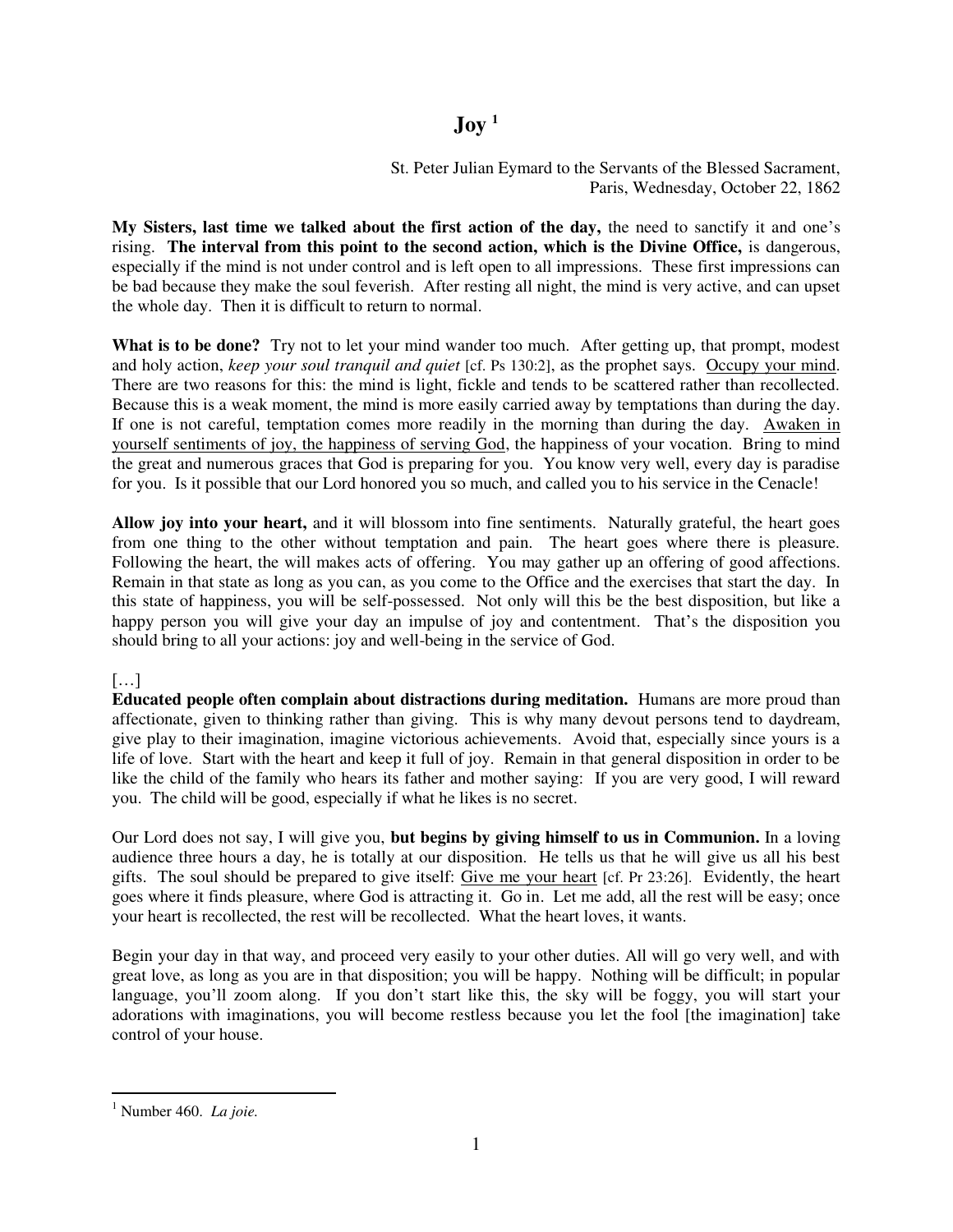# Joy [1]

St. Peter Julian Eymard to the Servants of the Blessed Sacrament,
Paris, Wednesday, October 22, 1862

**My Sisters, last time we talked about the first action of the day,** the need to sanctify it and one's rising. **The interval from this point to the second action, which is the Divine Office,** is dangerous, especially if the mind is not under control and is left open to all impressions. These first impressions can be bad because they make the soul feverish. After resting all night, the mind is very active, and can upset the whole day. Then it is difficult to return to normal.

**What is to be done?** Try not to let your mind wander too much. After getting up, that prompt, modest and holy action, *keep your soul tranquil and quiet* [cf. Ps 130:2], as the prophet says. <u>Occupy your mind</u>. There are two reasons for this: the mind is light, fickle and tends to be scattered rather than recollected. Because this is a weak moment, the mind is more easily carried away by temptations than during the day. If one is not careful, temptation comes more readily in the morning than during the day. <u>Awaken in yourself sentiments of joy, the happiness of serving God</u>, the happiness of your vocation. Bring to mind the great and numerous graces that God is preparing for you. You know very well, every day is paradise for you. Is it possible that our Lord honored you so much, and called you to his service in the Cenacle!

**Allow joy into your heart,** and it will blossom into fine sentiments. Naturally grateful, the heart goes from one thing to the other without temptation and pain. The heart goes where there is pleasure. Following the heart, the will makes acts of offering. You may gather up an offering of good affections. Remain in that state as long as you can, as you come to the Office and the exercises that start the day. In this state of happiness, you will be self-possessed. Not only will this be the best disposition, but like a happy person you will give your day an impulse of joy and contentment. That's the disposition you should bring to all your actions: joy and well-being in the service of God.

[…]

**Educated people often complain about distractions during meditation.** Humans are more proud than affectionate, given to thinking rather than giving. This is why many devout persons tend to daydream, give play to their imagination, imagine victorious achievements. Avoid that, especially since yours is a life of love. Start with the heart and keep it full of joy. Remain in that general disposition in order to be like the child of the family who hears its father and mother saying: If you are very good, I will reward you. The child will be good, especially if what he likes is no secret.

Our Lord does not say, I will give you, **but begins by giving himself to us in Communion.** In a loving audience three hours a day, he is totally at our disposition. He tells us that he will give us all his best gifts. The soul should be prepared to give itself: <u>Give me your heart</u> [cf. Pr 23:26]. Evidently, the heart goes where it finds pleasure, where God is attracting it. Go in. Let me add, all the rest will be easy; once your heart is recollected, the rest will be recollected. What the heart loves, it wants.

Begin your day in that way, and proceed very easily to your other duties. All will go very well, and with great love, as long as you are in that disposition; you will be happy. Nothing will be difficult; in popular language, you'll zoom along. If you don't start like this, the sky will be foggy, you will start your adorations with imaginations, you will become restless because you let the fool [the imagination] take control of your house.

---

[1] Number 460. *La joie.*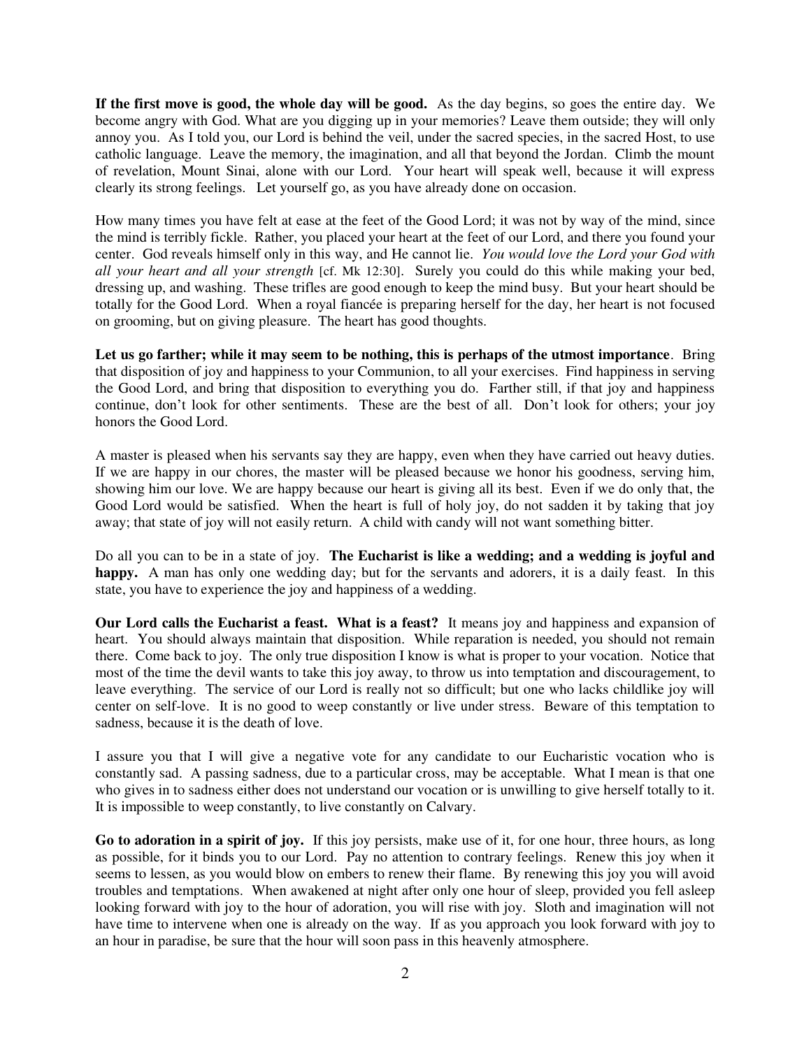**If the first move is good, the whole day will be good.** As the day begins, so goes the entire day. We become angry with God. What are you digging up in your memories? Leave them outside; they will only annoy you. As I told you, our Lord is behind the veil, under the sacred species, in the sacred Host, to use catholic language. Leave the memory, the imagination, and all that beyond the Jordan. Climb the mount of revelation, Mount Sinai, alone with our Lord. Your heart will speak well, because it will express clearly its strong feelings. Let yourself go, as you have already done on occasion.

How many times you have felt at ease at the feet of the Good Lord; it was not by way of the mind, since the mind is terribly fickle. Rather, you placed your heart at the feet of our Lord, and there you found your center. God reveals himself only in this way, and He cannot lie. *You would love the Lord your God with all your heart and all your strength* [cf. Mk 12:30]. Surely you could do this while making your bed, dressing up, and washing. These trifles are good enough to keep the mind busy. But your heart should be totally for the Good Lord. When a royal fiancée is preparing herself for the day, her heart is not focused on grooming, but on giving pleasure. The heart has good thoughts.

**Let us go farther; while it may seem to be nothing, this is perhaps of the utmost importance**. Bring that disposition of joy and happiness to your Communion, to all your exercises. Find happiness in serving the Good Lord, and bring that disposition to everything you do. Farther still, if that joy and happiness continue, don't look for other sentiments. These are the best of all. Don't look for others; your joy honors the Good Lord.

A master is pleased when his servants say they are happy, even when they have carried out heavy duties. If we are happy in our chores, the master will be pleased because we honor his goodness, serving him, showing him our love. We are happy because our heart is giving all its best. Even if we do only that, the Good Lord would be satisfied. When the heart is full of holy joy, do not sadden it by taking that joy away; that state of joy will not easily return. A child with candy will not want something bitter.

Do all you can to be in a state of joy. **The Eucharist is like a wedding; and a wedding is joyful and happy.** A man has only one wedding day; but for the servants and adorers, it is a daily feast. In this state, you have to experience the joy and happiness of a wedding.

**Our Lord calls the Eucharist a feast. What is a feast?** It means joy and happiness and expansion of heart. You should always maintain that disposition. While reparation is needed, you should not remain there. Come back to joy. The only true disposition I know is what is proper to your vocation. Notice that most of the time the devil wants to take this joy away, to throw us into temptation and discouragement, to leave everything. The service of our Lord is really not so difficult; but one who lacks childlike joy will center on self-love. It is no good to weep constantly or live under stress. Beware of this temptation to sadness, because it is the death of love.

I assure you that I will give a negative vote for any candidate to our Eucharistic vocation who is constantly sad. A passing sadness, due to a particular cross, may be acceptable. What I mean is that one who gives in to sadness either does not understand our vocation or is unwilling to give herself totally to it. It is impossible to weep constantly, to live constantly on Calvary.

**Go to adoration in a spirit of joy.** If this joy persists, make use of it, for one hour, three hours, as long as possible, for it binds you to our Lord. Pay no attention to contrary feelings. Renew this joy when it seems to lessen, as you would blow on embers to renew their flame. By renewing this joy you will avoid troubles and temptations. When awakened at night after only one hour of sleep, provided you fell asleep looking forward with joy to the hour of adoration, you will rise with joy. Sloth and imagination will not have time to intervene when one is already on the way. If as you approach you look forward with joy to an hour in paradise, be sure that the hour will soon pass in this heavenly atmosphere.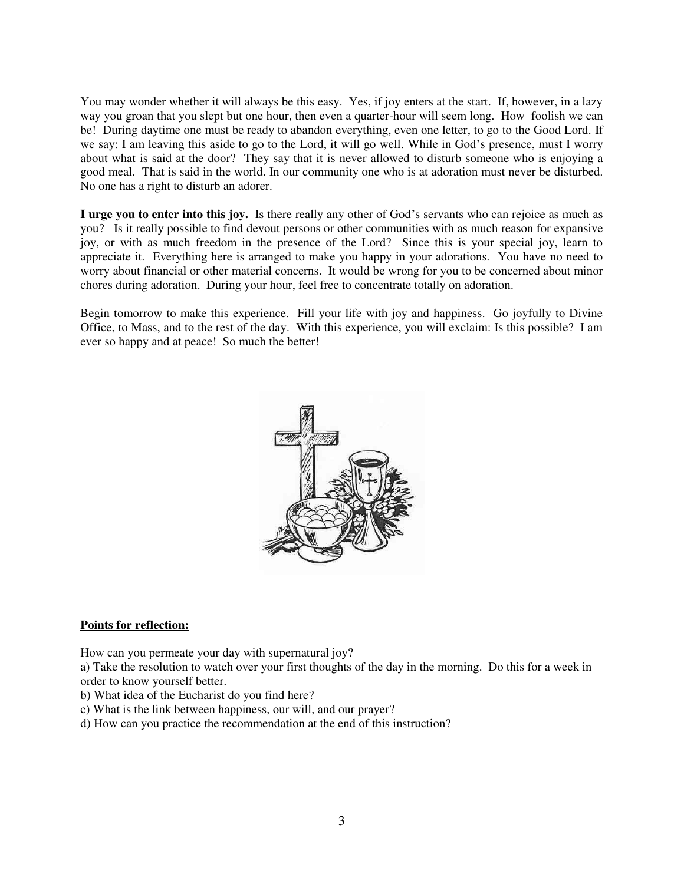You may wonder whether it will always be this easy. Yes, if joy enters at the start. If, however, in a lazy way you groan that you slept but one hour, then even a quarter-hour will seem long. How foolish we can be! During daytime one must be ready to abandon everything, even one letter, to go to the Good Lord. If we say: I am leaving this aside to go to the Lord, it will go well. While in God's presence, must I worry about what is said at the door? They say that it is never allowed to disturb someone who is enjoying a good meal. That is said in the world. In our community one who is at adoration must never be disturbed. No one has a right to disturb an adorer.

**I urge you to enter into this joy.** Is there really any other of God's servants who can rejoice as much as you? Is it really possible to find devout persons or other communities with as much reason for expansive joy, or with as much freedom in the presence of the Lord? Since this is your special joy, learn to appreciate it. Everything here is arranged to make you happy in your adorations. You have no need to worry about financial or other material concerns. It would be wrong for you to be concerned about minor chores during adoration. During your hour, feel free to concentrate totally on adoration.

Begin tomorrow to make this experience. Fill your life with joy and happiness. Go joyfully to Divine Office, to Mass, and to the rest of the day. With this experience, you will exclaim: Is this possible? I am ever so happy and at peace! So much the better!

**Points for reflection:**

How can you permeate your day with supernatural joy?

a) Take the resolution to watch over your first thoughts of the day in the morning. Do this for a week in order to know yourself better.

b) What idea of the Eucharist do you find here?

c) What is the link between happiness, our will, and our prayer?

d) How can you practice the recommendation at the end of this instruction?